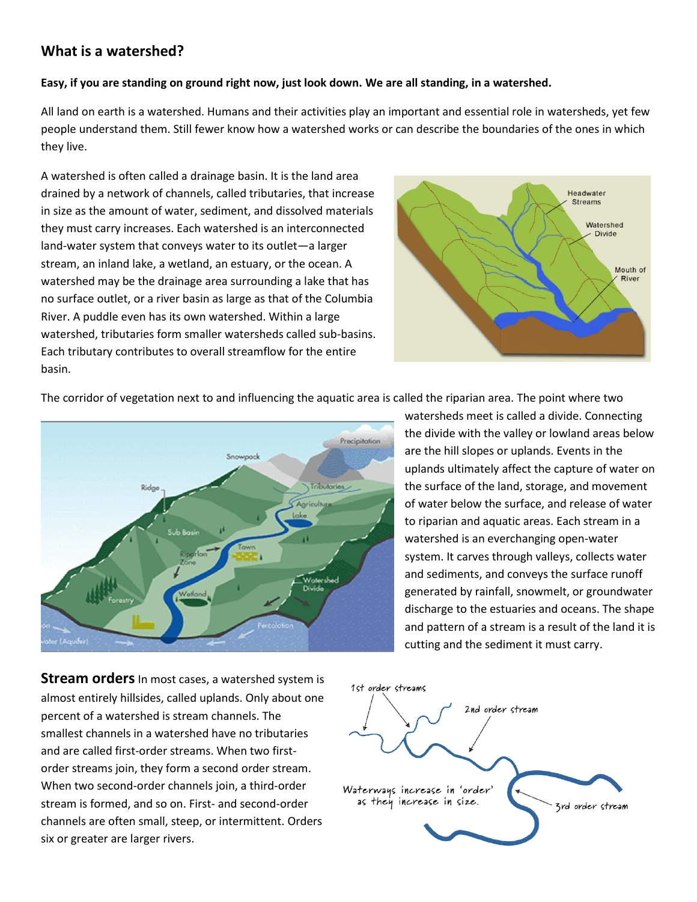## What is a watershed?

**Easy, if you are standing on ground right now, just look down. We are all standing, in a watershed.**

All land on earth is a watershed. Humans and their activities play an important and essential role in watersheds, yet few people understand them. Still fewer know how a watershed works or can describe the boundaries of the ones in which they live.

A watershed is often called a drainage basin. It is the land area drained by a network of channels, called tributaries, that increase in size as the amount of water, sediment, and dissolved materials they must carry increases. Each watershed is an interconnected land-water system that conveys water to its outlet—a larger stream, an inland lake, a wetland, an estuary, or the ocean. A watershed may be the drainage area surrounding a lake that has no surface outlet, or a river basin as large as that of the Columbia River. A puddle even has its own watershed. Within a large watershed, tributaries form smaller watersheds called sub-basins. Each tributary contributes to overall streamflow for the entire basin.

The corridor of vegetation next to and influencing the aquatic area is called the riparian area. The point where two watersheds meet is called a divide. Connecting the divide with the valley or lowland areas below are the hill slopes or uplands. Events in the uplands ultimately affect the capture of water on the surface of the land, storage, and movement of water below the surface, and release of water to riparian and aquatic areas. Each stream in a watershed is an everchanging open-water system. It carves through valleys, collects water and sediments, and conveys the surface runoff generated by rainfall, snowmelt, or groundwater discharge to the estuaries and oceans. The shape and pattern of a stream is a result of the land it is cutting and the sediment it must carry.

**Stream orders** In most cases, a watershed system is almost entirely hillsides, called uplands. Only about one percent of a watershed is stream channels. The smallest channels in a watershed have no tributaries and are called first-order streams. When two first-order streams join, they form a second order stream. When two second-order channels join, a third-order stream is formed, and so on. First- and second-order channels are often small, steep, or intermittent. Orders six or greater are larger rivers.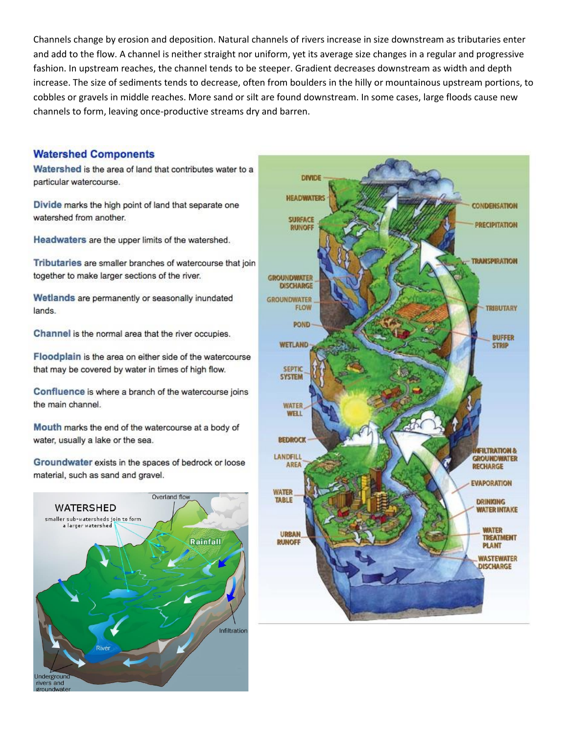Channels change by erosion and deposition. Natural channels of rivers increase in size downstream as tributaries enter and add to the flow. A channel is neither straight nor uniform, yet its average size changes in a regular and progressive fashion. In upstream reaches, the channel tends to be steeper. Gradient decreases downstream as width and depth increase. The size of sediments tends to decrease, often from boulders in the hilly or mountainous upstream portions, to cobbles or gravels in middle reaches. More sand or silt are found downstream. In some cases, large floods cause new channels to form, leaving once-productive streams dry and barren.

## Watershed Components

**Watershed** is the area of land that contributes water to a particular watercourse.

**Divide** marks the high point of land that separate one watershed from another.

**Headwaters** are the upper limits of the watershed.

**Tributaries** are smaller branches of watercourse that join together to make larger sections of the river.

**Wetlands** are permanently or seasonally inundated lands.

**Channel** is the normal area that the river occupies.

**Floodplain** is the area on either side of the watercourse that may be covered by water in times of high flow.

**Confluence** is where a branch of the watercourse joins the main channel.

**Mouth** marks the end of the watercourse at a body of water, usually a lake or the sea.

**Groundwater** exists in the spaces of bedrock or loose material, such as sand and gravel.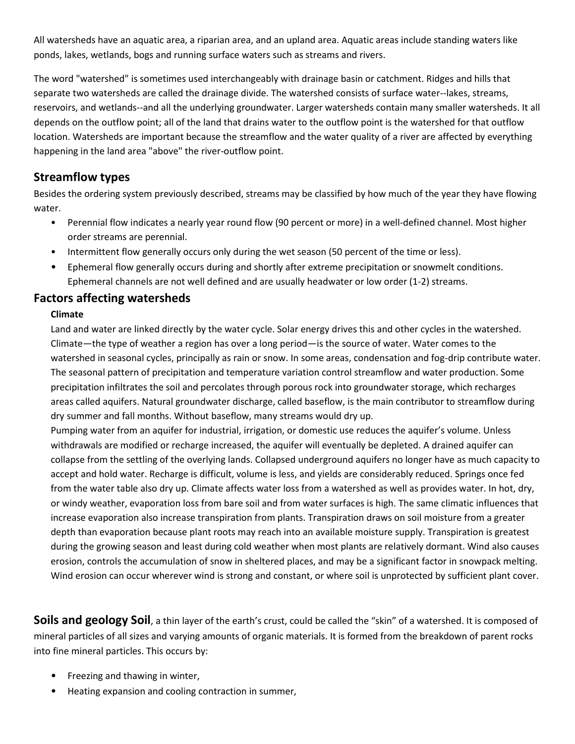All watersheds have an aquatic area, a riparian area, and an upland area. Aquatic areas include standing waters like ponds, lakes, wetlands, bogs and running surface waters such as streams and rivers.

The word "watershed" is sometimes used interchangeably with drainage basin or catchment. Ridges and hills that separate two watersheds are called the drainage divide. The watershed consists of surface water--lakes, streams, reservoirs, and wetlands--and all the underlying groundwater. Larger watersheds contain many smaller watersheds. It all depends on the outflow point; all of the land that drains water to the outflow point is the watershed for that outflow location. Watersheds are important because the streamflow and the water quality of a river are affected by everything happening in the land area "above" the river-outflow point.

## Streamflow types

Besides the ordering system previously described, streams may be classified by how much of the year they have flowing water.

- Perennial flow indicates a nearly year round flow (90 percent or more) in a well-defined channel. Most higher order streams are perennial.
- Intermittent flow generally occurs only during the wet season (50 percent of the time or less).
- Ephemeral flow generally occurs during and shortly after extreme precipitation or snowmelt conditions. Ephemeral channels are not well defined and are usually headwater or low order (1-2) streams.

## Factors affecting watersheds

**Climate**

Land and water are linked directly by the water cycle. Solar energy drives this and other cycles in the watershed. Climate—the type of weather a region has over a long period—is the source of water. Water comes to the watershed in seasonal cycles, principally as rain or snow. In some areas, condensation and fog-drip contribute water. The seasonal pattern of precipitation and temperature variation control streamflow and water production. Some precipitation infiltrates the soil and percolates through porous rock into groundwater storage, which recharges areas called aquifers. Natural groundwater discharge, called baseflow, is the main contributor to streamflow during dry summer and fall months. Without baseflow, many streams would dry up.

Pumping water from an aquifer for industrial, irrigation, or domestic use reduces the aquifer's volume. Unless withdrawals are modified or recharge increased, the aquifer will eventually be depleted. A drained aquifer can collapse from the settling of the overlying lands. Collapsed underground aquifers no longer have as much capacity to accept and hold water. Recharge is difficult, volume is less, and yields are considerably reduced. Springs once fed from the water table also dry up. Climate affects water loss from a watershed as well as provides water. In hot, dry, or windy weather, evaporation loss from bare soil and from water surfaces is high. The same climatic influences that increase evaporation also increase transpiration from plants. Transpiration draws on soil moisture from a greater depth than evaporation because plant roots may reach into an available moisture supply. Transpiration is greatest during the growing season and least during cold weather when most plants are relatively dormant. Wind also causes erosion, controls the accumulation of snow in sheltered places, and may be a significant factor in snowpack melting. Wind erosion can occur wherever wind is strong and constant, or where soil is unprotected by sufficient plant cover.

**Soils and geology Soil**, a thin layer of the earth's crust, could be called the "skin" of a watershed. It is composed of mineral particles of all sizes and varying amounts of organic materials. It is formed from the breakdown of parent rocks into fine mineral particles. This occurs by:

- Freezing and thawing in winter,
- Heating expansion and cooling contraction in summer,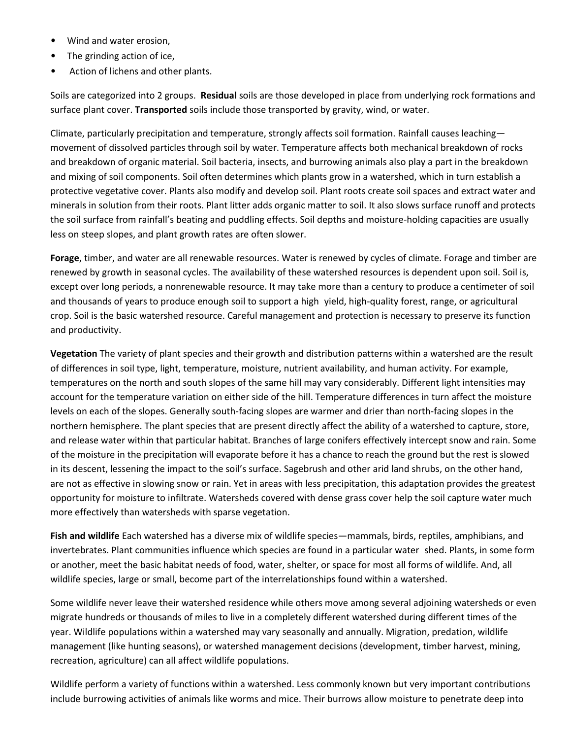- Wind and water erosion,
- The grinding action of ice,
- Action of lichens and other plants.

Soils are categorized into 2 groups. **Residual** soils are those developed in place from underlying rock formations and surface plant cover. **Transported** soils include those transported by gravity, wind, or water.

Climate, particularly precipitation and temperature, strongly affects soil formation. Rainfall causes leaching—movement of dissolved particles through soil by water. Temperature affects both mechanical breakdown of rocks and breakdown of organic material. Soil bacteria, insects, and burrowing animals also play a part in the breakdown and mixing of soil components. Soil often determines which plants grow in a watershed, which in turn establish a protective vegetative cover. Plants also modify and develop soil. Plant roots create soil spaces and extract water and minerals in solution from their roots. Plant litter adds organic matter to soil. It also slows surface runoff and protects the soil surface from rainfall's beating and puddling effects. Soil depths and moisture-holding capacities are usually less on steep slopes, and plant growth rates are often slower.

**Forage**, timber, and water are all renewable resources. Water is renewed by cycles of climate. Forage and timber are renewed by growth in seasonal cycles. The availability of these watershed resources is dependent upon soil. Soil is, except over long periods, a nonrenewable resource. It may take more than a century to produce a centimeter of soil and thousands of years to produce enough soil to support a high yield, high-quality forest, range, or agricultural crop. Soil is the basic watershed resource. Careful management and protection is necessary to preserve its function and productivity.

**Vegetation** The variety of plant species and their growth and distribution patterns within a watershed are the result of differences in soil type, light, temperature, moisture, nutrient availability, and human activity. For example, temperatures on the north and south slopes of the same hill may vary considerably. Different light intensities may account for the temperature variation on either side of the hill. Temperature differences in turn affect the moisture levels on each of the slopes. Generally south-facing slopes are warmer and drier than north-facing slopes in the northern hemisphere. The plant species that are present directly affect the ability of a watershed to capture, store, and release water within that particular habitat. Branches of large conifers effectively intercept snow and rain. Some of the moisture in the precipitation will evaporate before it has a chance to reach the ground but the rest is slowed in its descent, lessening the impact to the soil's surface. Sagebrush and other arid land shrubs, on the other hand, are not as effective in slowing snow or rain. Yet in areas with less precipitation, this adaptation provides the greatest opportunity for moisture to infiltrate. Watersheds covered with dense grass cover help the soil capture water much more effectively than watersheds with sparse vegetation.

**Fish and wildlife** Each watershed has a diverse mix of wildlife species—mammals, birds, reptiles, amphibians, and invertebrates. Plant communities influence which species are found in a particular water shed. Plants, in some form or another, meet the basic habitat needs of food, water, shelter, or space for most all forms of wildlife. And, all wildlife species, large or small, become part of the interrelationships found within a watershed.

Some wildlife never leave their watershed residence while others move among several adjoining watersheds or even migrate hundreds or thousands of miles to live in a completely different watershed during different times of the year. Wildlife populations within a watershed may vary seasonally and annually. Migration, predation, wildlife management (like hunting seasons), or watershed management decisions (development, timber harvest, mining, recreation, agriculture) can all affect wildlife populations.

Wildlife perform a variety of functions within a watershed. Less commonly known but very important contributions include burrowing activities of animals like worms and mice. Their burrows allow moisture to penetrate deep into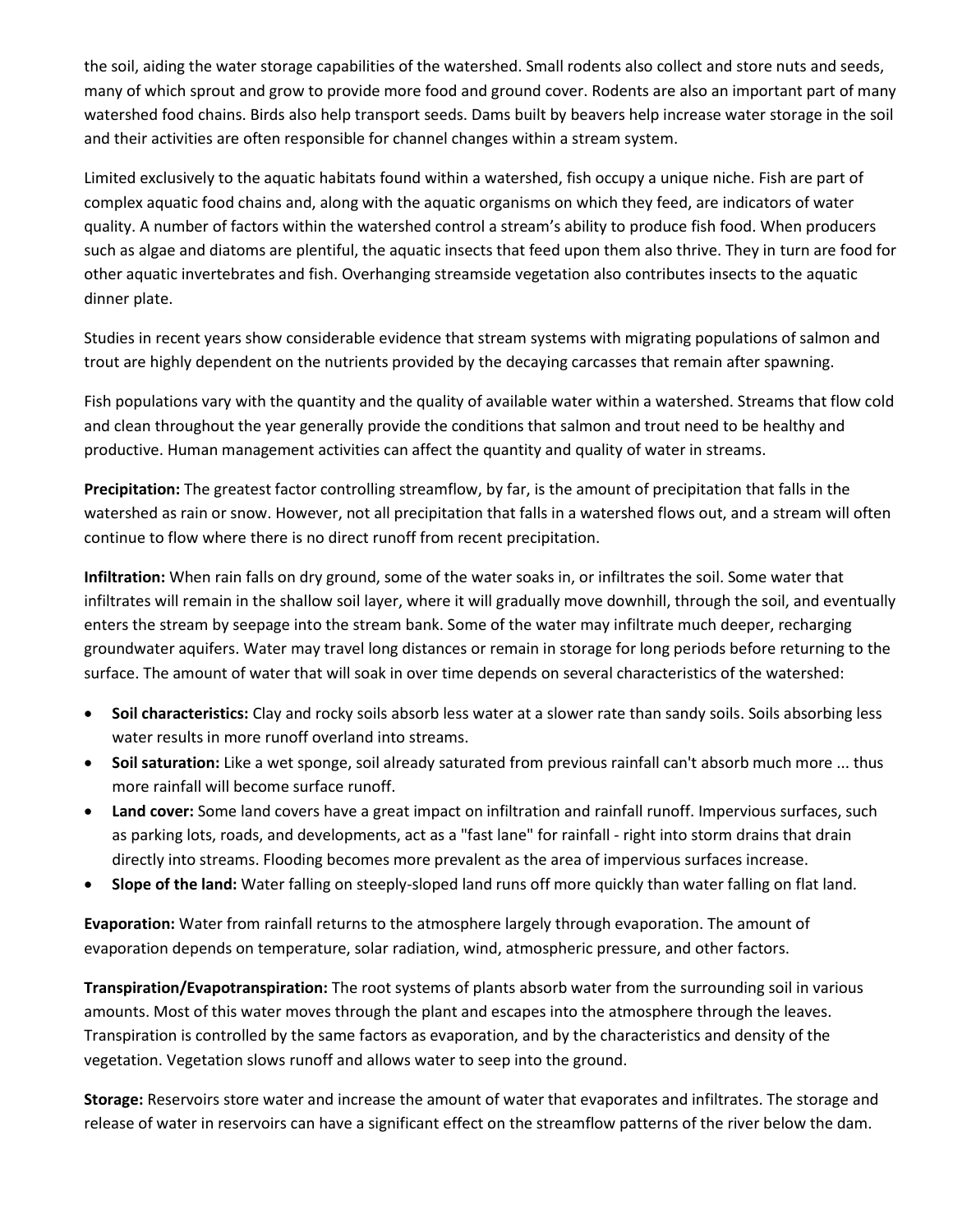the soil, aiding the water storage capabilities of the watershed. Small rodents also collect and store nuts and seeds, many of which sprout and grow to provide more food and ground cover. Rodents are also an important part of many watershed food chains. Birds also help transport seeds. Dams built by beavers help increase water storage in the soil and their activities are often responsible for channel changes within a stream system.

Limited exclusively to the aquatic habitats found within a watershed, fish occupy a unique niche. Fish are part of complex aquatic food chains and, along with the aquatic organisms on which they feed, are indicators of water quality. A number of factors within the watershed control a stream's ability to produce fish food. When producers such as algae and diatoms are plentiful, the aquatic insects that feed upon them also thrive. They in turn are food for other aquatic invertebrates and fish. Overhanging streamside vegetation also contributes insects to the aquatic dinner plate.

Studies in recent years show considerable evidence that stream systems with migrating populations of salmon and trout are highly dependent on the nutrients provided by the decaying carcasses that remain after spawning.

Fish populations vary with the quantity and the quality of available water within a watershed. Streams that flow cold and clean throughout the year generally provide the conditions that salmon and trout need to be healthy and productive. Human management activities can affect the quantity and quality of water in streams.

**Precipitation:** The greatest factor controlling streamflow, by far, is the amount of precipitation that falls in the watershed as rain or snow. However, not all precipitation that falls in a watershed flows out, and a stream will often continue to flow where there is no direct runoff from recent precipitation.

**Infiltration:** When rain falls on dry ground, some of the water soaks in, or infiltrates the soil. Some water that infiltrates will remain in the shallow soil layer, where it will gradually move downhill, through the soil, and eventually enters the stream by seepage into the stream bank. Some of the water may infiltrate much deeper, recharging groundwater aquifers. Water may travel long distances or remain in storage for long periods before returning to the surface. The amount of water that will soak in over time depends on several characteristics of the watershed:

- **Soil characteristics:** Clay and rocky soils absorb less water at a slower rate than sandy soils. Soils absorbing less water results in more runoff overland into streams.
- **Soil saturation:** Like a wet sponge, soil already saturated from previous rainfall can't absorb much more ... thus more rainfall will become surface runoff.
- **Land cover:** Some land covers have a great impact on infiltration and rainfall runoff. Impervious surfaces, such as parking lots, roads, and developments, act as a "fast lane" for rainfall - right into storm drains that drain directly into streams. Flooding becomes more prevalent as the area of impervious surfaces increase.
- **Slope of the land:** Water falling on steeply-sloped land runs off more quickly than water falling on flat land.

**Evaporation:** Water from rainfall returns to the atmosphere largely through evaporation. The amount of evaporation depends on temperature, solar radiation, wind, atmospheric pressure, and other factors.

**Transpiration/Evapotranspiration:** The root systems of plants absorb water from the surrounding soil in various amounts. Most of this water moves through the plant and escapes into the atmosphere through the leaves. Transpiration is controlled by the same factors as evaporation, and by the characteristics and density of the vegetation. Vegetation slows runoff and allows water to seep into the ground.

**Storage:** Reservoirs store water and increase the amount of water that evaporates and infiltrates. The storage and release of water in reservoirs can have a significant effect on the streamflow patterns of the river below the dam.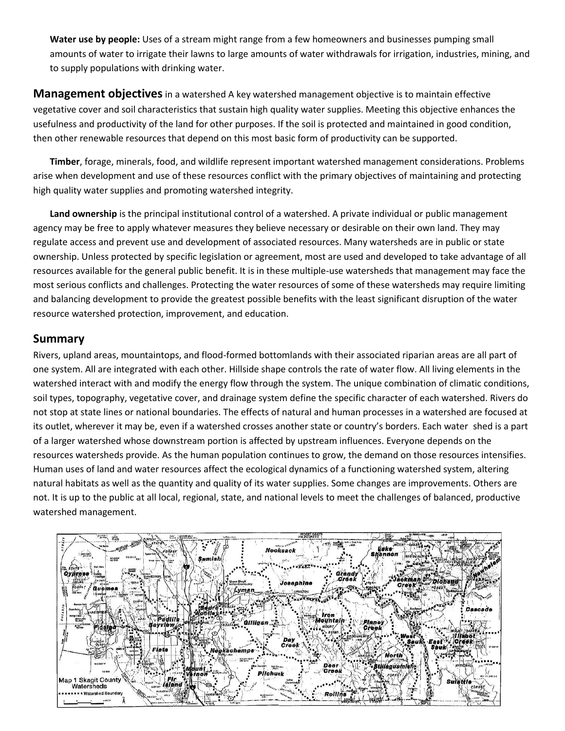**Water use by people:** Uses of a stream might range from a few homeowners and businesses pumping small amounts of water to irrigate their lawns to large amounts of water withdrawals for irrigation, industries, mining, and to supply populations with drinking water.

**Management objectives** in a watershed A key watershed management objective is to maintain effective vegetative cover and soil characteristics that sustain high quality water supplies. Meeting this objective enhances the usefulness and productivity of the land for other purposes. If the soil is protected and maintained in good condition, then other renewable resources that depend on this most basic form of productivity can be supported.

**Timber**, forage, minerals, food, and wildlife represent important watershed management considerations. Problems arise when development and use of these resources conflict with the primary objectives of maintaining and protecting high quality water supplies and promoting watershed integrity.

**Land ownership** is the principal institutional control of a watershed. A private individual or public management agency may be free to apply whatever measures they believe necessary or desirable on their own land. They may regulate access and prevent use and development of associated resources. Many watersheds are in public or state ownership. Unless protected by specific legislation or agreement, most are used and developed to take advantage of all resources available for the general public benefit. It is in these multiple-use watersheds that management may face the most serious conflicts and challenges. Protecting the water resources of some of these watersheds may require limiting and balancing development to provide the greatest possible benefits with the least significant disruption of the water resource watershed protection, improvement, and education.

## Summary

Rivers, upland areas, mountaintops, and flood-formed bottomlands with their associated riparian areas are all part of one system. All are integrated with each other. Hillside shape controls the rate of water flow. All living elements in the watershed interact with and modify the energy flow through the system. The unique combination of climatic conditions, soil types, topography, vegetative cover, and drainage system define the specific character of each watershed. Rivers do not stop at state lines or national boundaries. The effects of natural and human processes in a watershed are focused at its outlet, wherever it may be, even if a watershed crosses another state or country's borders. Each water shed is a part of a larger watershed whose downstream portion is affected by upstream influences. Everyone depends on the resources watersheds provide. As the human population continues to grow, the demand on those resources intensifies. Human uses of land and water resources affect the ecological dynamics of a functioning watershed system, altering natural habitats as well as the quantity and quality of its water supplies. Some changes are improvements. Others are not. It is up to the public at all local, regional, state, and national levels to meet the challenges of balanced, productive watershed management.

Map 1 Skagit County Watersheds

Watershed Boundary